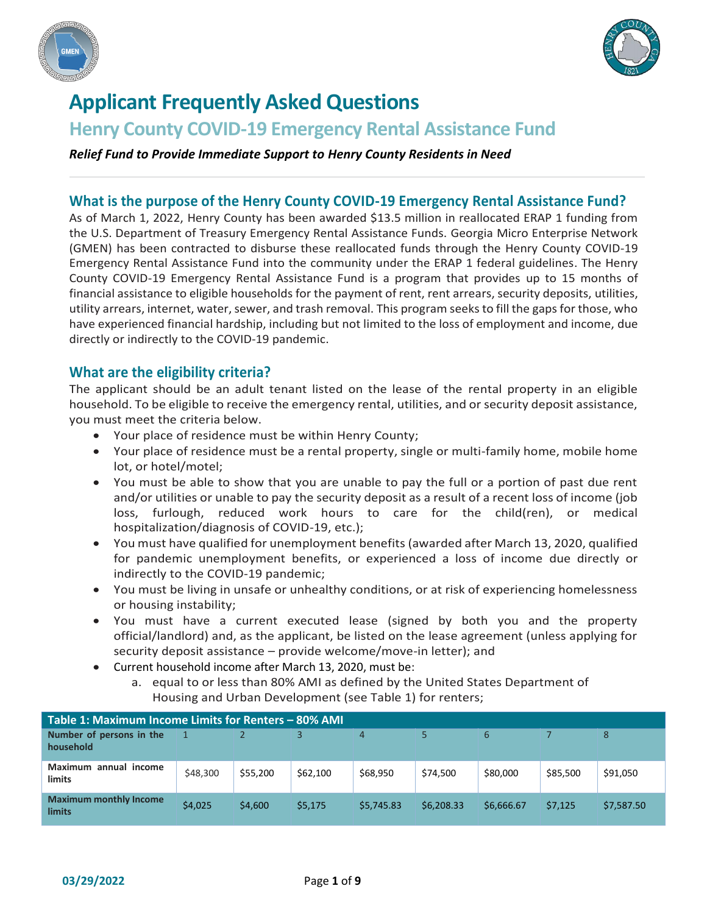# Applicant Frequently Asked Questions

## Henry County COVID-19 Emergency Rental Assistance Fund

***Relief Fund to Provide Immediate Support to Henry County Residents in Need***

### What is the purpose of the Henry County COVID-19 Emergency Rental Assistance Fund?

As of March 1, 2022, Henry County has been awarded $13.5 million in reallocated ERAP 1 funding from the U.S. Department of Treasury Emergency Rental Assistance Funds. Georgia Micro Enterprise Network (GMEN) has been contracted to disburse these reallocated funds through the Henry County COVID-19 Emergency Rental Assistance Fund into the community under the ERAP 1 federal guidelines. The Henry County COVID-19 Emergency Rental Assistance Fund is a program that provides up to 15 months of financial assistance to eligible households for the payment of rent, rent arrears, security deposits, utilities, utility arrears, internet, water, sewer, and trash removal. This program seeks to fill the gaps for those, who have experienced financial hardship, including but not limited to the loss of employment and income, due directly or indirectly to the COVID-19 pandemic.

### What are the eligibility criteria?

The applicant should be an adult tenant listed on the lease of the rental property in an eligible household. To be eligible to receive the emergency rental, utilities, and or security deposit assistance, you must meet the criteria below.

- Your place of residence must be within Henry County;
- Your place of residence must be a rental property, single or multi-family home, mobile home lot, or hotel/motel;
- You must be able to show that you are unable to pay the full or a portion of past due rent and/or utilities or unable to pay the security deposit as a result of a recent loss of income (job loss, furlough, reduced work hours to care for the child(ren), or medical hospitalization/diagnosis of COVID-19, etc.);
- You must have qualified for unemployment benefits (awarded after March 13, 2020, qualified for pandemic unemployment benefits, or experienced a loss of income due directly or indirectly to the COVID-19 pandemic;
- You must be living in unsafe or unhealthy conditions, or at risk of experiencing homelessness or housing instability;
- You must have a current executed lease (signed by both you and the property official/landlord) and, as the applicant, be listed on the lease agreement (unless applying for security deposit assistance – provide welcome/move-in letter); and
- Current household income after March 13, 2020, must be:
    a. equal to or less than 80% AMI as defined by the United States Department of Housing and Urban Development (see Table 1) for renters;

| Table 1: Maximum Income Limits for Renters – 80% AMI | | | | | | | | |
|---|---|---|---|---|---|---|---|---|
| **Number of persons in the household** | 1 | 2 | 3 | 4 | 5 | 6 | 7 | 8 |
| **Maximum annual income limits** | $48,300 | $55,200 | $62,100 | $68,950 | $74,500 | $80,000 | $85,500 | $91,050 |
| **Maximum monthly Income limits** | $4,025 | $4,600 | $5,175 | $5,745.83 | $6,208.33 | $6,666.67 | $7,125 | $7,587.50 |

03/29/2022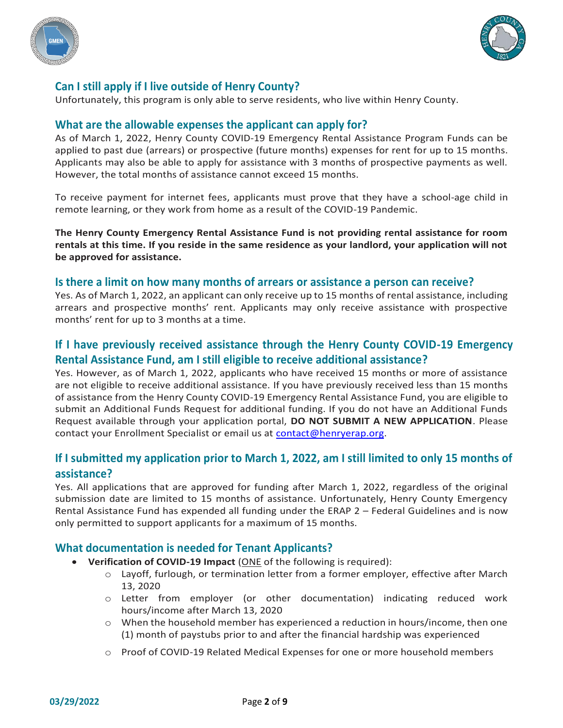## Can I still apply if I live outside of Henry County?

Unfortunately, this program is only able to serve residents, who live within Henry County.

## What are the allowable expenses the applicant can apply for?

As of March 1, 2022, Henry County COVID-19 Emergency Rental Assistance Program Funds can be applied to past due (arrears) or prospective (future months) expenses for rent for up to 15 months. Applicants may also be able to apply for assistance with 3 months of prospective payments as well. However, the total months of assistance cannot exceed 15 months.

To receive payment for internet fees, applicants must prove that they have a school-age child in remote learning, or they work from home as a result of the COVID-19 Pandemic.

**The Henry County Emergency Rental Assistance Fund is not providing rental assistance for room rentals at this time. If you reside in the same residence as your landlord, your application will not be approved for assistance.**

## Is there a limit on how many months of arrears or assistance a person can receive?

Yes. As of March 1, 2022, an applicant can only receive up to 15 months of rental assistance, including arrears and prospective months' rent. Applicants may only receive assistance with prospective months' rent for up to 3 months at a time.

## If I have previously received assistance through the Henry County COVID-19 Emergency Rental Assistance Fund, am I still eligible to receive additional assistance?

Yes. However, as of March 1, 2022, applicants who have received 15 months or more of assistance are not eligible to receive additional assistance. If you have previously received less than 15 months of assistance from the Henry County COVID-19 Emergency Rental Assistance Fund, you are eligible to submit an Additional Funds Request for additional funding. If you do not have an Additional Funds Request available through your application portal, **DO NOT SUBMIT A NEW APPLICATION**. Please contact your Enrollment Specialist or email us at contact@henryerap.org.

## If I submitted my application prior to March 1, 2022, am I still limited to only 15 months of assistance?

Yes. All applications that are approved for funding after March 1, 2022, regardless of the original submission date are limited to 15 months of assistance. Unfortunately, Henry County Emergency Rental Assistance Fund has expended all funding under the ERAP 2 – Federal Guidelines and is now only permitted to support applicants for a maximum of 15 months.

## What documentation is needed for Tenant Applicants?

- **Verification of COVID-19 Impact** (ONE of the following is required):
  - Layoff, furlough, or termination letter from a former employer, effective after March 13, 2020
  - Letter from employer (or other documentation) indicating reduced work hours/income after March 13, 2020
  - When the household member has experienced a reduction in hours/income, then one (1) month of paystubs prior to and after the financial hardship was experienced
  - Proof of COVID-19 Related Medical Expenses for one or more household members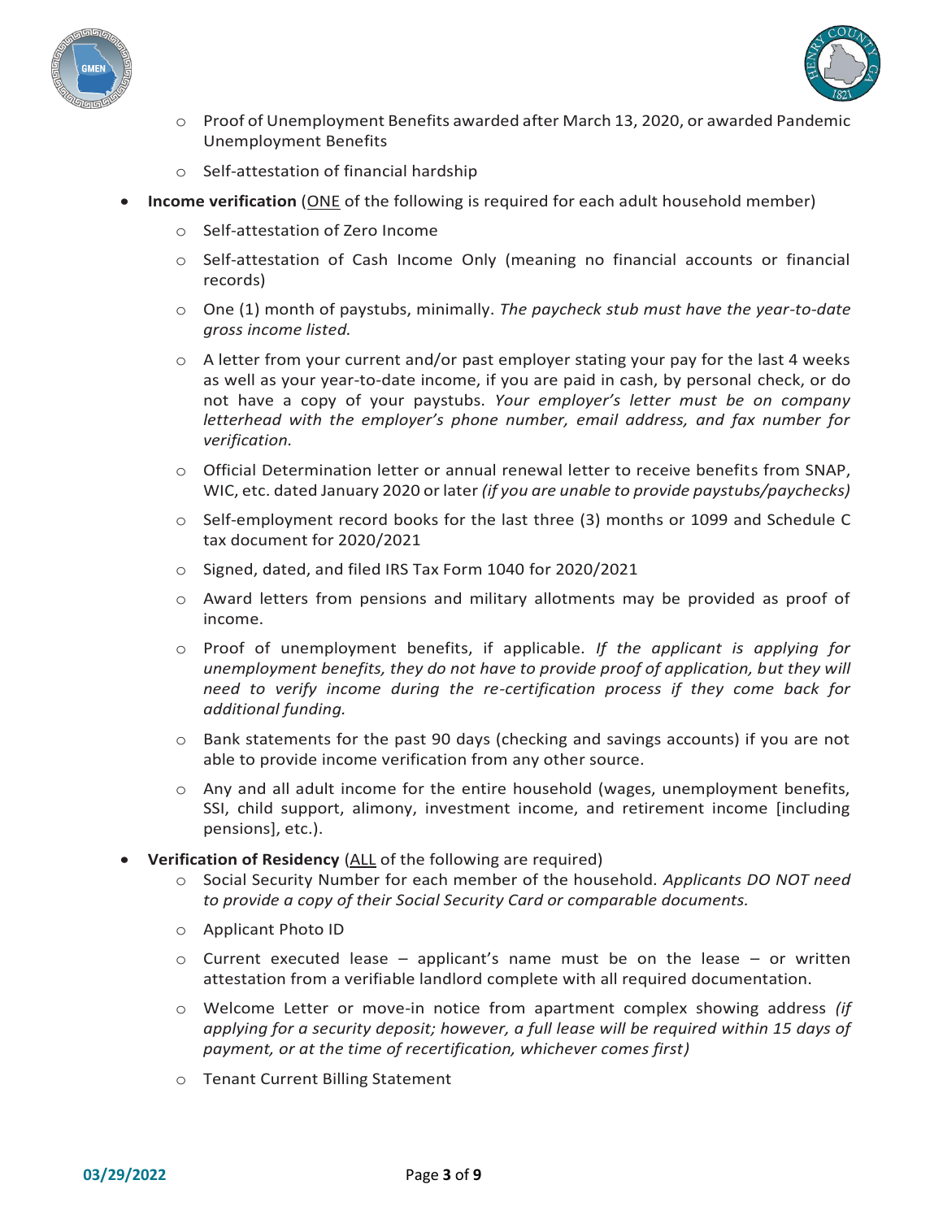- Proof of Unemployment Benefits awarded after March 13, 2020, or awarded Pandemic Unemployment Benefits
  - Self-attestation of financial hardship

- **Income verification** (<u>ONE</u> of the following is required for each adult household member)
  - Self-attestation of Zero Income
  - Self-attestation of Cash Income Only (meaning no financial accounts or financial records)
  - One (1) month of paystubs, minimally. *The paycheck stub must have the year-to-date gross income listed.*
  - A letter from your current and/or past employer stating your pay for the last 4 weeks as well as your year-to-date income, if you are paid in cash, by personal check, or do not have a copy of your paystubs. *Your employer's letter must be on company letterhead with the employer's phone number, email address, and fax number for verification.*
  - Official Determination letter or annual renewal letter to receive benefits from SNAP, WIC, etc. dated January 2020 or later *(if you are unable to provide paystubs/paychecks)*
  - Self-employment record books for the last three (3) months or 1099 and Schedule C tax document for 2020/2021
  - Signed, dated, and filed IRS Tax Form 1040 for 2020/2021
  - Award letters from pensions and military allotments may be provided as proof of income.
  - Proof of unemployment benefits, if applicable. *If the applicant is applying for unemployment benefits, they do not have to provide proof of application, but they will need to verify income during the re-certification process if they come back for additional funding.*
  - Bank statements for the past 90 days (checking and savings accounts) if you are not able to provide income verification from any other source.
  - Any and all adult income for the entire household (wages, unemployment benefits, SSI, child support, alimony, investment income, and retirement income [including pensions], etc.).

- **Verification of Residency** (<u>ALL</u> of the following are required)
  - Social Security Number for each member of the household. *Applicants DO NOT need to provide a copy of their Social Security Card or comparable documents.*
  - Applicant Photo ID
  - Current executed lease – applicant's name must be on the lease – or written attestation from a verifiable landlord complete with all required documentation.
  - Welcome Letter or move-in notice from apartment complex showing address *(if applying for a security deposit; however, a full lease will be required within 15 days of payment, or at the time of recertification, whichever comes first)*
  - Tenant Current Billing Statement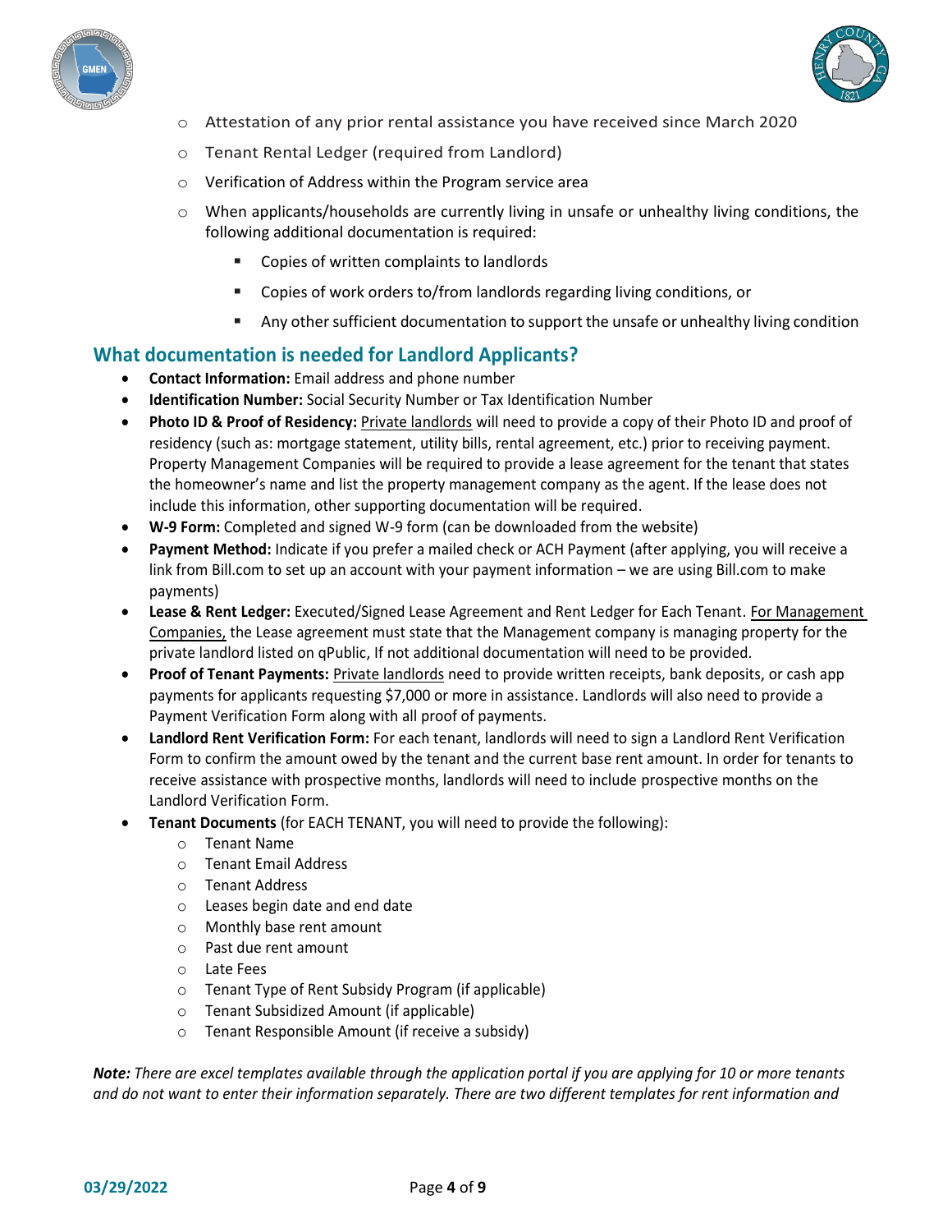- Attestation of any prior rental assistance you have received since March 2020
- Tenant Rental Ledger (required from Landlord)
- Verification of Address within the Program service area
- When applicants/households are currently living in unsafe or unhealthy living conditions, the following additional documentation is required:
  - Copies of written complaints to landlords
  - Copies of work orders to/from landlords regarding living conditions, or
  - Any other sufficient documentation to support the unsafe or unhealthy living condition

## What documentation is needed for Landlord Applicants?

- **Contact Information:** Email address and phone number
- **Identification Number:** Social Security Number or Tax Identification Number
- **Photo ID & Proof of Residency:** Private landlords will need to provide a copy of their Photo ID and proof of residency (such as: mortgage statement, utility bills, rental agreement, etc.) prior to receiving payment. Property Management Companies will be required to provide a lease agreement for the tenant that states the homeowner's name and list the property management company as the agent. If the lease does not include this information, other supporting documentation will be required.
- **W-9 Form:** Completed and signed W-9 form (can be downloaded from the website)
- **Payment Method:** Indicate if you prefer a mailed check or ACH Payment (after applying, you will receive a link from Bill.com to set up an account with your payment information – we are using Bill.com to make payments)
- **Lease & Rent Ledger:** Executed/Signed Lease Agreement and Rent Ledger for Each Tenant. For Management Companies, the Lease agreement must state that the Management company is managing property for the private landlord listed on qPublic, If not additional documentation will need to be provided.
- **Proof of Tenant Payments:** Private landlords need to provide written receipts, bank deposits, or cash app payments for applicants requesting $7,000 or more in assistance. Landlords will also need to provide a Payment Verification Form along with all proof of payments.
- **Landlord Rent Verification Form:** For each tenant, landlords will need to sign a Landlord Rent Verification Form to confirm the amount owed by the tenant and the current base rent amount. In order for tenants to receive assistance with prospective months, landlords will need to include prospective months on the Landlord Verification Form.
- **Tenant Documents** (for EACH TENANT, you will need to provide the following):
  - Tenant Name
  - Tenant Email Address
  - Tenant Address
  - Leases begin date and end date
  - Monthly base rent amount
  - Past due rent amount
  - Late Fees
  - Tenant Type of Rent Subsidy Program (if applicable)
  - Tenant Subsidized Amount (if applicable)
  - Tenant Responsible Amount (if receive a subsidy)

***Note:*** *There are excel templates available through the application portal if you are applying for 10 or more tenants and do not want to enter their information separately. There are two different templates for rent information and*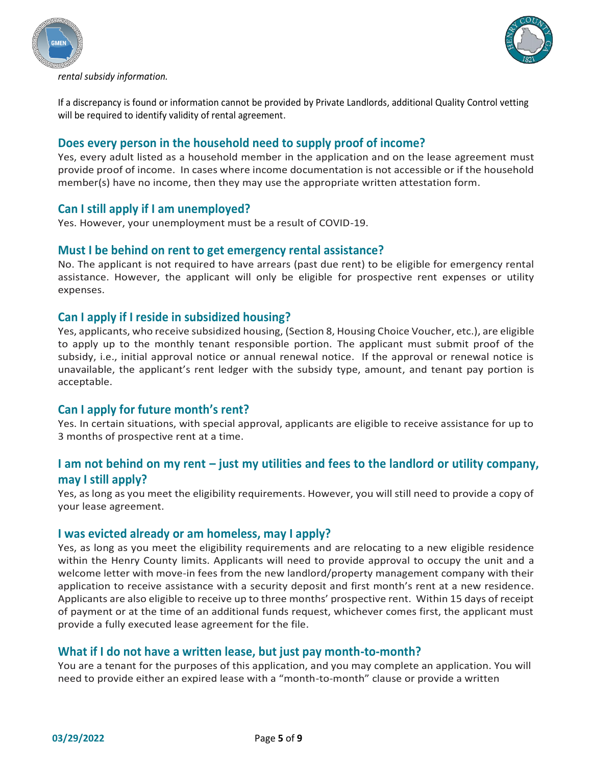*rental subsidy information.*

If a discrepancy is found or information cannot be provided by Private Landlords, additional Quality Control vetting will be required to identify validity of rental agreement.

## Does every person in the household need to supply proof of income?

Yes, every adult listed as a household member in the application and on the lease agreement must provide proof of income. In cases where income documentation is not accessible or if the household member(s) have no income, then they may use the appropriate written attestation form.

## Can I still apply if I am unemployed?

Yes. However, your unemployment must be a result of COVID-19.

## Must I be behind on rent to get emergency rental assistance?

No. The applicant is not required to have arrears (past due rent) to be eligible for emergency rental assistance. However, the applicant will only be eligible for prospective rent expenses or utility expenses.

## Can I apply if I reside in subsidized housing?

Yes, applicants, who receive subsidized housing, (Section 8, Housing Choice Voucher, etc.), are eligible to apply up to the monthly tenant responsible portion. The applicant must submit proof of the subsidy, i.e., initial approval notice or annual renewal notice. If the approval or renewal notice is unavailable, the applicant's rent ledger with the subsidy type, amount, and tenant pay portion is acceptable.

## Can I apply for future month's rent?

Yes. In certain situations, with special approval, applicants are eligible to receive assistance for up to 3 months of prospective rent at a time.

## I am not behind on my rent – just my utilities and fees to the landlord or utility company, may I still apply?

Yes, as long as you meet the eligibility requirements. However, you will still need to provide a copy of your lease agreement.

## I was evicted already or am homeless, may I apply?

Yes, as long as you meet the eligibility requirements and are relocating to a new eligible residence within the Henry County limits. Applicants will need to provide approval to occupy the unit and a welcome letter with move-in fees from the new landlord/property management company with their application to receive assistance with a security deposit and first month's rent at a new residence. Applicants are also eligible to receive up to three months' prospective rent. Within 15 days of receipt of payment or at the time of an additional funds request, whichever comes first, the applicant must provide a fully executed lease agreement for the file.

## What if I do not have a written lease, but just pay month-to-month?

You are a tenant for the purposes of this application, and you may complete an application. You will need to provide either an expired lease with a "month-to-month" clause or provide a written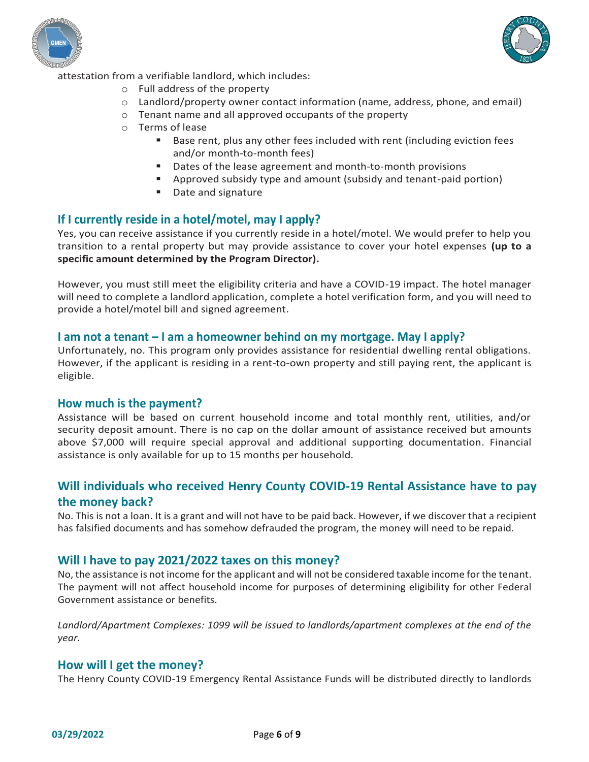attestation from a verifiable landlord, which includes:

- Full address of the property
- Landlord/property owner contact information (name, address, phone, and email)
- Tenant name and all approved occupants of the property
- Terms of lease
  - Base rent, plus any other fees included with rent (including eviction fees and/or month-to-month fees)
  - Dates of the lease agreement and month-to-month provisions
  - Approved subsidy type and amount (subsidy and tenant-paid portion)
  - Date and signature

## If I currently reside in a hotel/motel, may I apply?

Yes, you can receive assistance if you currently reside in a hotel/motel. We would prefer to help you transition to a rental property but may provide assistance to cover your hotel expenses **(up to a specific amount determined by the Program Director).**

However, you must still meet the eligibility criteria and have a COVID-19 impact. The hotel manager will need to complete a landlord application, complete a hotel verification form, and you will need to provide a hotel/motel bill and signed agreement.

## I am not a tenant – I am a homeowner behind on my mortgage. May I apply?

Unfortunately, no. This program only provides assistance for residential dwelling rental obligations. However, if the applicant is residing in a rent-to-own property and still paying rent, the applicant is eligible.

## How much is the payment?

Assistance will be based on current household income and total monthly rent, utilities, and/or security deposit amount. There is no cap on the dollar amount of assistance received but amounts above $7,000 will require special approval and additional supporting documentation. Financial assistance is only available for up to 15 months per household.

## Will individuals who received Henry County COVID-19 Rental Assistance have to pay the money back?

No. This is not a loan. It is a grant and will not have to be paid back. However, if we discover that a recipient has falsified documents and has somehow defrauded the program, the money will need to be repaid.

## Will I have to pay 2021/2022 taxes on this money?

No, the assistance is not income for the applicant and will not be considered taxable income for the tenant. The payment will not affect household income for purposes of determining eligibility for other Federal Government assistance or benefits.

*Landlord/Apartment Complexes: 1099 will be issued to landlords/apartment complexes at the end of the year.*

## How will I get the money?

The Henry County COVID-19 Emergency Rental Assistance Funds will be distributed directly to landlords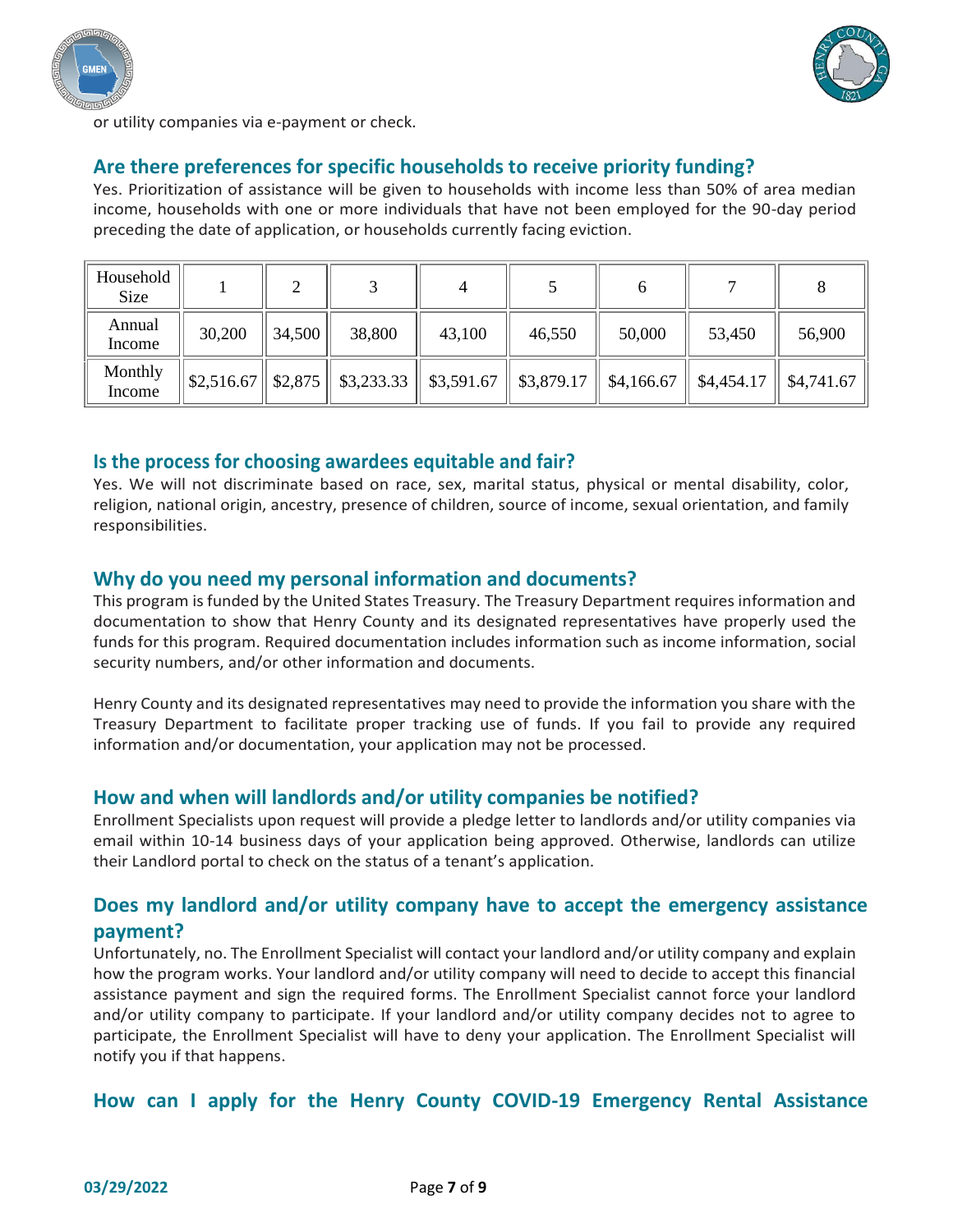or utility companies via e-payment or check.

## Are there preferences for specific households to receive priority funding?

Yes. Prioritization of assistance will be given to households with income less than 50% of area median income, households with one or more individuals that have not been employed for the 90-day period preceding the date of application, or households currently facing eviction.

| Household Size | 1 | 2 | 3 | 4 | 5 | 6 | 7 | 8 |
|---|---|---|---|---|---|---|---|---|
| Annual Income | 30,200 | 34,500 | 38,800 | 43,100 | 46,550 | 50,000 | 53,450 | 56,900 |
| Monthly Income | $2,516.67 | $2,875 | $3,233.33 | $3,591.67 | $3,879.17 | $4,166.67 | $4,454.17 | $4,741.67 |

## Is the process for choosing awardees equitable and fair?

Yes. We will not discriminate based on race, sex, marital status, physical or mental disability, color, religion, national origin, ancestry, presence of children, source of income, sexual orientation, and family responsibilities.

## Why do you need my personal information and documents?

This program is funded by the United States Treasury. The Treasury Department requires information and documentation to show that Henry County and its designated representatives have properly used the funds for this program. Required documentation includes information such as income information, social security numbers, and/or other information and documents.

Henry County and its designated representatives may need to provide the information you share with the Treasury Department to facilitate proper tracking use of funds. If you fail to provide any required information and/or documentation, your application may not be processed.

## How and when will landlords and/or utility companies be notified?

Enrollment Specialists upon request will provide a pledge letter to landlords and/or utility companies via email within 10-14 business days of your application being approved. Otherwise, landlords can utilize their Landlord portal to check on the status of a tenant's application.

## Does my landlord and/or utility company have to accept the emergency assistance payment?

Unfortunately, no. The Enrollment Specialist will contact your landlord and/or utility company and explain how the program works. Your landlord and/or utility company will need to decide to accept this financial assistance payment and sign the required forms. The Enrollment Specialist cannot force your landlord and/or utility company to participate. If your landlord and/or utility company decides not to agree to participate, the Enrollment Specialist will have to deny your application. The Enrollment Specialist will notify you if that happens.

## How can I apply for the Henry County COVID-19 Emergency Rental Assistance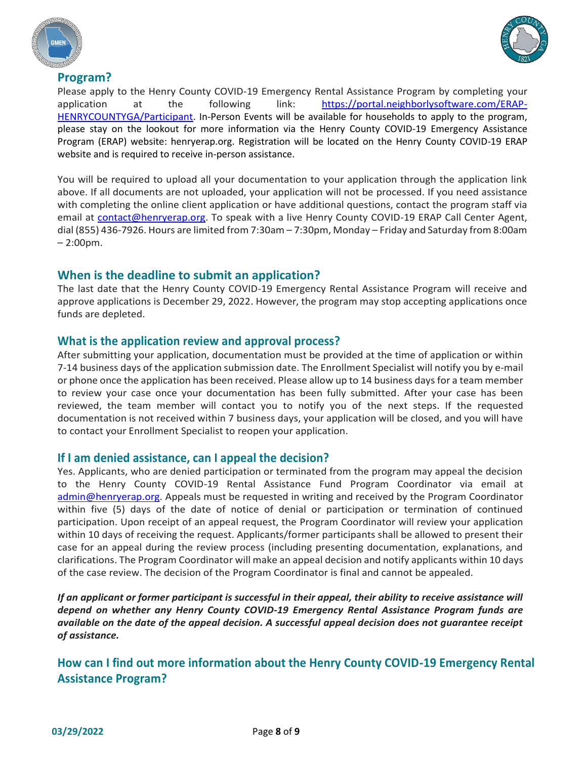## Program?

Please apply to the Henry County COVID-19 Emergency Rental Assistance Program by completing your application at the following link: [https://portal.neighborlysoftware.com/ERAP-HENRYCOUNTYGA/Participant](https://portal.neighborlysoftware.com/ERAP-HENRYCOUNTYGA/Participant). In-Person Events will be available for households to apply to the program, please stay on the lookout for more information via the Henry County COVID-19 Emergency Assistance Program (ERAP) website: henryerap.org. Registration will be located on the Henry County COVID-19 ERAP website and is required to receive in-person assistance.

You will be required to upload all your documentation to your application through the application link above. If all documents are not uploaded, your application will not be processed. If you need assistance with completing the online client application or have additional questions, contact the program staff via email at [contact@henryerap.org](mailto:contact@henryerap.org). To speak with a live Henry County COVID-19 ERAP Call Center Agent, dial (855) 436-7926. Hours are limited from 7:30am – 7:30pm, Monday – Friday and Saturday from 8:00am – 2:00pm.

## When is the deadline to submit an application?

The last date that the Henry County COVID-19 Emergency Rental Assistance Program will receive and approve applications is December 29, 2022. However, the program may stop accepting applications once funds are depleted.

## What is the application review and approval process?

After submitting your application, documentation must be provided at the time of application or within 7-14 business days of the application submission date. The Enrollment Specialist will notify you by e-mail or phone once the application has been received. Please allow up to 14 business days for a team member to review your case once your documentation has been fully submitted. After your case has been reviewed, the team member will contact you to notify you of the next steps. If the requested documentation is not received within 7 business days, your application will be closed, and you will have to contact your Enrollment Specialist to reopen your application.

## If I am denied assistance, can I appeal the decision?

Yes. Applicants, who are denied participation or terminated from the program may appeal the decision to the Henry County COVID-19 Rental Assistance Fund Program Coordinator via email at [admin@henryerap.org](mailto:admin@henryerap.org). Appeals must be requested in writing and received by the Program Coordinator within five (5) days of the date of notice of denial or participation or termination of continued participation. Upon receipt of an appeal request, the Program Coordinator will review your application within 10 days of receiving the request. Applicants/former participants shall be allowed to present their case for an appeal during the review process (including presenting documentation, explanations, and clarifications. The Program Coordinator will make an appeal decision and notify applicants within 10 days of the case review. The decision of the Program Coordinator is final and cannot be appealed.

***If an applicant or former participant is successful in their appeal, their ability to receive assistance will depend on whether any Henry County COVID-19 Emergency Rental Assistance Program funds are available on the date of the appeal decision. A successful appeal decision does not guarantee receipt of assistance.***

## How can I find out more information about the Henry County COVID-19 Emergency Rental Assistance Program?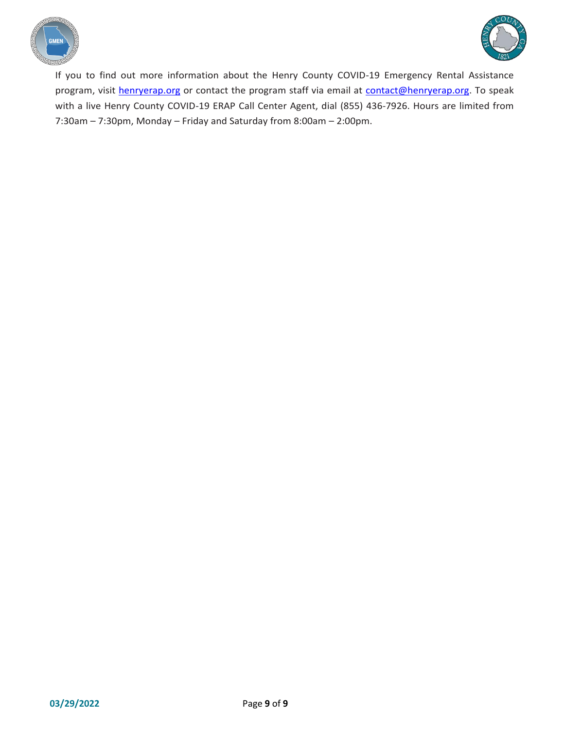If you to find out more information about the Henry County COVID-19 Emergency Rental Assistance program, visit [henryerap.org](henryerap.org) or contact the program staff via email at [contact@henryerap.org](mailto:contact@henryerap.org). To speak with a live Henry County COVID-19 ERAP Call Center Agent, dial (855) 436-7926. Hours are limited from 7:30am – 7:30pm, Monday – Friday and Saturday from 8:00am – 2:00pm.